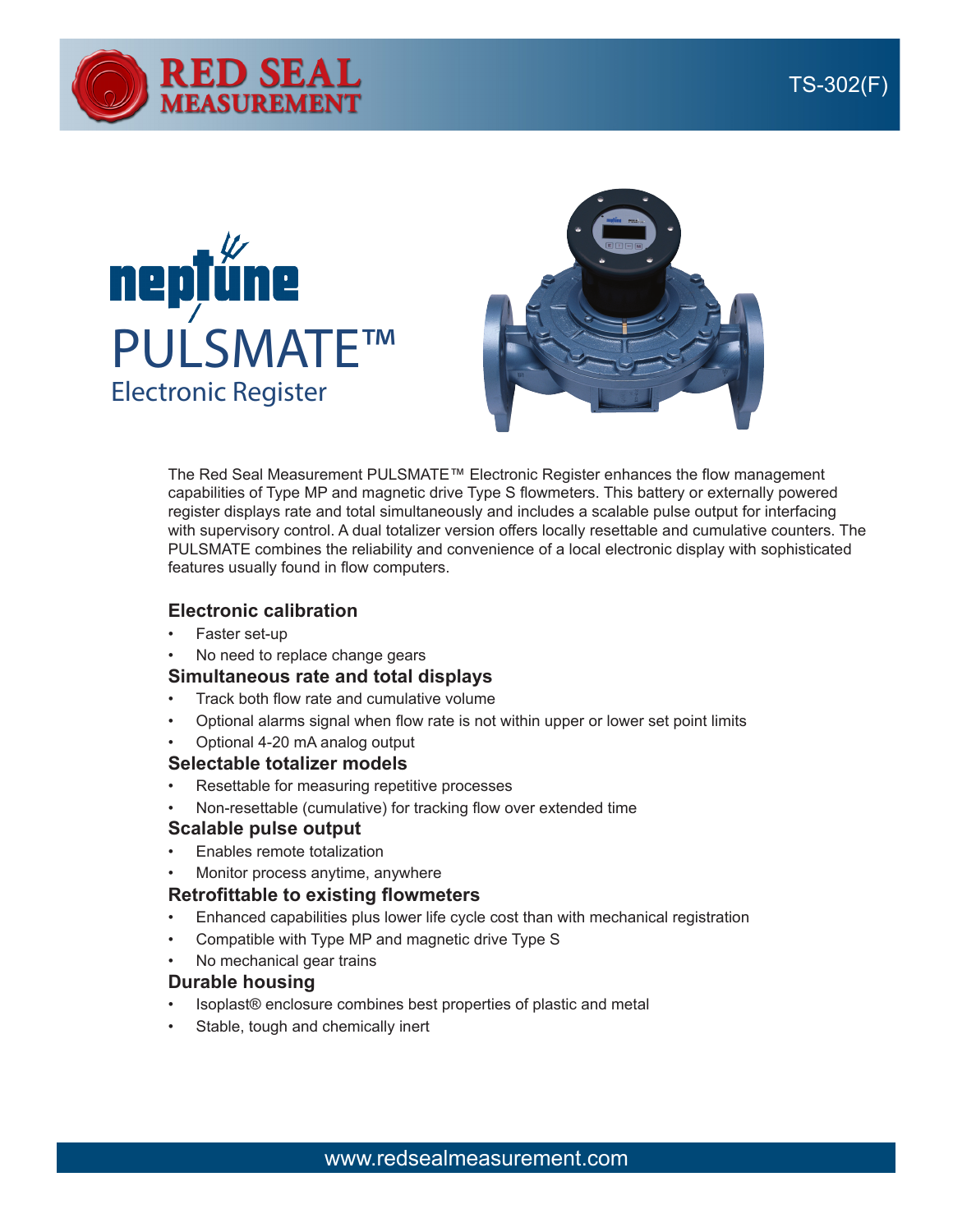# Neptune PULSMATE™

## Electronic Register

TS-302(F)

The Red Seal Measurement PULSMATE™ Electronic Register enhances the flow management capabilities of Type MP and magnetic drive Type S flowmeters. This battery or externally powered register displays rate and total simultaneously and includes a scalable pulse output for interfacing with supervisory control. A dual totalizer version offers locally resettable and cumulative counters. The PULSMATE combines the reliability and convenience of a local electronic display with sophisticated features usually found in flow computers.

### Electronic calibration

- Faster set-up
- No need to replace change gears

### Simultaneous rate and total displays

- Track both flow rate and cumulative volume
- Optional alarms signal when flow rate is not within upper or lower set point limits
- Optional 4-20 mA analog output

### Selectable totalizer models

- Resettable for measuring repetitive processes
- Non-resettable (cumulative) for tracking flow over extended time

### Scalable pulse output

- Enables remote totalization
- Monitor process anytime, anywhere

### Retrofittable to existing flowmeters

- Enhanced capabilities plus lower life cycle cost than with mechanical registration
- Compatible with Type MP and magnetic drive Type S
- No mechanical gear trains

### Durable housing

- Isoplast® enclosure combines best properties of plastic and metal
- Stable, tough and chemically inert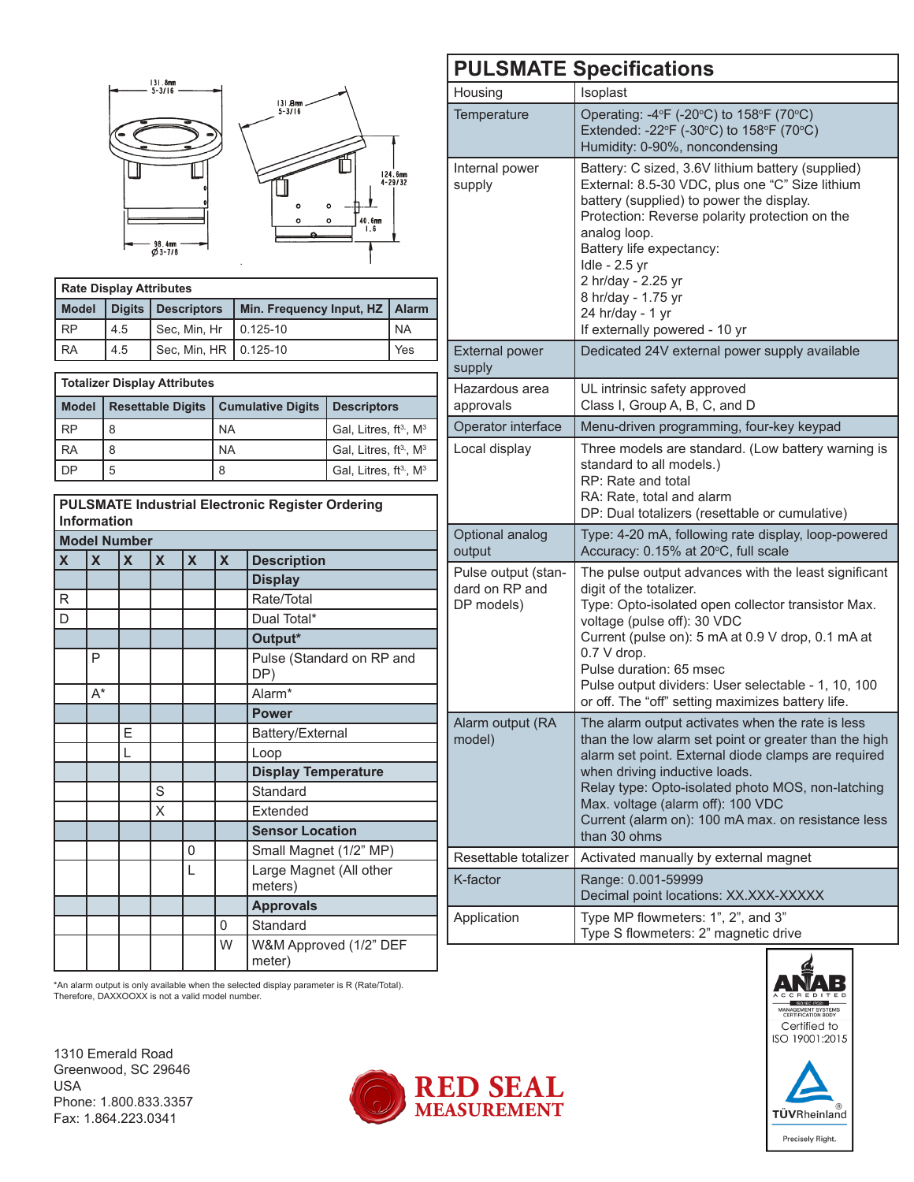131.8mm
5-3/16

131.8mm
5-3/16

124.6mm
4-29/32

40.6mm
1.6

98.4mm
Ø3-7/8

| Rate Display Attributes | | | | |
|---|---|---|---|---|
| **Model** | **Digits** | **Descriptors** | **Min. Frequency Input, HZ** | **Alarm** |
| RP | 4.5 | Sec, Min, Hr | 0.125-10 | NA |
| RA | 4.5 | Sec, Min, HR | 0.125-10 | Yes |

| Totalizer Display Attributes | | | |
|---|---|---|---|
| **Model** | **Resettable Digits** | **Cumulative Digits** | **Descriptors** |
| RP | 8 | NA | Gal, Litres, ft$^3$, M$^3$ |
| RA | 8 | NA | Gal, Litres, ft$^3$, M$^3$ |
| DP | 5 | 8 | Gal, Litres, ft$^3$, M$^3$ |

**PULSMATE Industrial Electronic Register Ordering Information**

| Model Number | | | | | | |
|---|---|---|---|---|---|---|
| **X** | **X** | **X** | **X** | **X** | **X** | **Description** |
| | | | | | | **Display** |
| R | | | | | | Rate/Total |
| D | | | | | | Dual Total* |
| | | | | | | **Output*** |
| | P | | | | | Pulse (Standard on RP and DP) |
| | A* | | | | | Alarm* |
| | | | | | | **Power** |
| | | E | | | | Battery/External |
| | | L | | | | Loop |
| | | | | | | **Display Temperature** |
| | | | S | | | Standard |
| | | | X | | | Extended |
| | | | | | | **Sensor Location** |
| | | | | 0 | | Small Magnet (1/2” MP) |
| | | | | L | | Large Magnet (All other meters) |
| | | | | | | **Approvals** |
| | | | | | 0 | Standard |
| | | | | | W | W&M Approved (1/2” DEF meter) |

*An alarm output is only available when the selected display parameter is R (Rate/Total). Therefore, DAXXOOXX is not a valid model number.

## PULSMATE Specifications

| | |
|---|---|
| Housing | Isoplast |
| Temperature | Operating: -4°F (-20°C) to 158°F (70°C)<br>Extended: -22°F (-30°C) to 158°F (70°C)<br>Humidity: 0-90%, noncondensing |
| Internal power supply | Battery: C sized, 3.6V lithium battery (supplied)<br>External: 8.5-30 VDC, plus one “C” Size lithium battery (supplied) to power the display.<br>Protection: Reverse polarity protection on the analog loop.<br>Battery life expectancy:<br>Idle - 2.5 yr<br>2 hr/day - 2.25 yr<br>8 hr/day - 1.75 yr<br>24 hr/day - 1 yr<br>If externally powered - 10 yr |
| External power supply | Dedicated 24V external power supply available |
| Hazardous area approvals | UL intrinsic safety approved<br>Class I, Group A, B, C, and D |
| Operator interface | Menu-driven programming, four-key keypad |
| Local display | Three models are standard. (Low battery warning is standard to all models.)<br>RP: Rate and total<br>RA: Rate, total and alarm<br>DP: Dual totalizers (resettable or cumulative) |
| Optional analog output | Type: 4-20 mA, following rate display, loop-powered<br>Accuracy: 0.15% at 20°C, full scale |
| Pulse output (standard on RP and DP models) | The pulse output advances with the least significant digit of the totalizer.<br>Type: Opto-isolated open collector transistor Max. voltage (pulse off): 30 VDC<br>Current (pulse on): 5 mA at 0.9 V drop, 0.1 mA at 0.7 V drop.<br>Pulse duration: 65 msec<br>Pulse output dividers: User selectable - 1, 10, 100 or off. The “off” setting maximizes battery life. |
| Alarm output (RA model) | The alarm output activates when the rate is less than the low alarm set point or greater than the high alarm set point. External diode clamps are required when driving inductive loads.<br>Relay type: Opto-isolated photo MOS, non-latching<br>Max. voltage (alarm off): 100 VDC<br>Current (alarm on): 100 mA max. on resistance less than 30 ohms |
| Resettable totalizer | Activated manually by external magnet |
| K-factor | Range: 0.001-59999<br>Decimal point locations: XX.XXX-XXXXX |
| Application | Type MP flowmeters: 1”, 2”, and 3”<br>Type S flowmeters: 2” magnetic drive |

1310 Emerald Road
Greenwood, SC 29646
USA
Phone: 1.800.833.3357
Fax: 1.864.223.0341

RED SEAL MEASUREMENT

ANAB ACCREDITED
MANAGEMENT SYSTEMS CERTIFICATION BODY
Certified to ISO 19001:2015
TÜVRheinland®
Precisely Right.